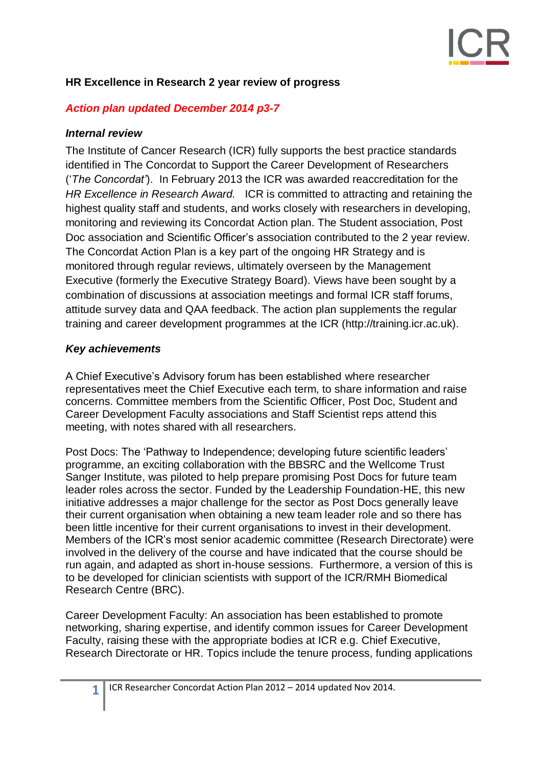## HR Excellence in Research 2 year review of progress

***Action plan updated December 2014 p3-7***

***Internal review***

The Institute of Cancer Research (ICR) fully supports the best practice standards identified in The Concordat to Support the Career Development of Researchers ('*The Concordat*'). In February 2013 the ICR was awarded reaccreditation for the *HR Excellence in Research Award.* ICR is committed to attracting and retaining the highest quality staff and students, and works closely with researchers in developing, monitoring and reviewing its Concordat Action plan. The Student association, Post Doc association and Scientific Officer's association contributed to the 2 year review. The Concordat Action Plan is a key part of the ongoing HR Strategy and is monitored through regular reviews, ultimately overseen by the Management Executive (formerly the Executive Strategy Board). Views have been sought by a combination of discussions at association meetings and formal ICR staff forums, attitude survey data and QAA feedback. The action plan supplements the regular training and career development programmes at the ICR (http://training.icr.ac.uk).

***Key achievements***

A Chief Executive's Advisory forum has been established where researcher representatives meet the Chief Executive each term, to share information and raise concerns. Committee members from the Scientific Officer, Post Doc, Student and Career Development Faculty associations and Staff Scientist reps attend this meeting, with notes shared with all researchers.

Post Docs: The 'Pathway to Independence; developing future scientific leaders' programme, an exciting collaboration with the BBSRC and the Wellcome Trust Sanger Institute, was piloted to help prepare promising Post Docs for future team leader roles across the sector. Funded by the Leadership Foundation-HE, this new initiative addresses a major challenge for the sector as Post Docs generally leave their current organisation when obtaining a new team leader role and so there has been little incentive for their current organisations to invest in their development. Members of the ICR's most senior academic committee (Research Directorate) were involved in the delivery of the course and have indicated that the course should be run again, and adapted as short in-house sessions. Furthermore, a version of this is to be developed for clinician scientists with support of the ICR/RMH Biomedical Research Centre (BRC).

Career Development Faculty: An association has been established to promote networking, sharing expertise, and identify common issues for Career Development Faculty, raising these with the appropriate bodies at ICR e.g. Chief Executive, Research Directorate or HR. Topics include the tenure process, funding applications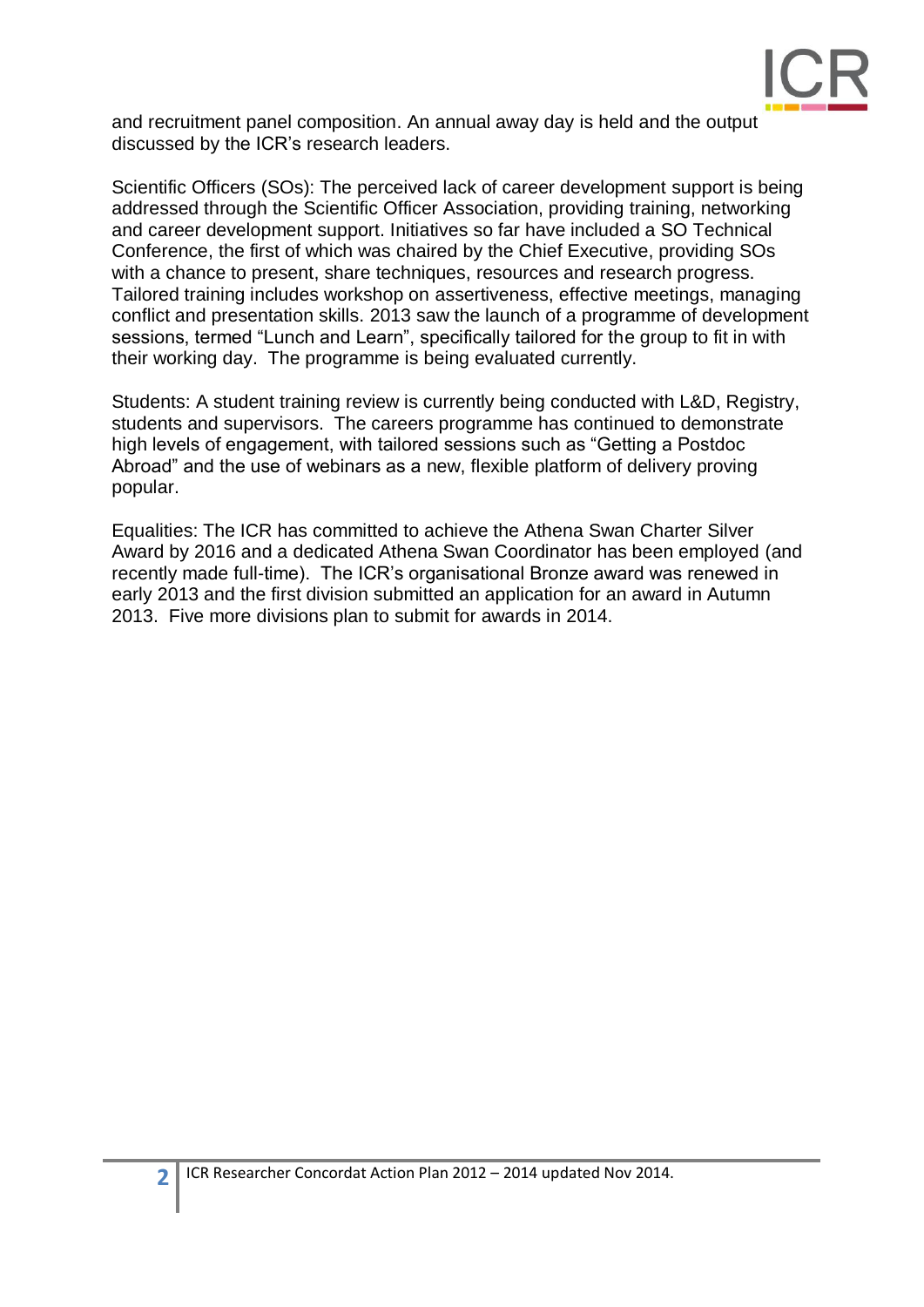and recruitment panel composition. An annual away day is held and the output discussed by the ICR's research leaders.

Scientific Officers (SOs): The perceived lack of career development support is being addressed through the Scientific Officer Association, providing training, networking and career development support. Initiatives so far have included a SO Technical Conference, the first of which was chaired by the Chief Executive, providing SOs with a chance to present, share techniques, resources and research progress. Tailored training includes workshop on assertiveness, effective meetings, managing conflict and presentation skills. 2013 saw the launch of a programme of development sessions, termed "Lunch and Learn", specifically tailored for the group to fit in with their working day. The programme is being evaluated currently.

Students: A student training review is currently being conducted with L&D, Registry, students and supervisors. The careers programme has continued to demonstrate high levels of engagement, with tailored sessions such as "Getting a Postdoc Abroad" and the use of webinars as a new, flexible platform of delivery proving popular.

Equalities: The ICR has committed to achieve the Athena Swan Charter Silver Award by 2016 and a dedicated Athena Swan Coordinator has been employed (and recently made full-time). The ICR's organisational Bronze award was renewed in early 2013 and the first division submitted an application for an award in Autumn 2013. Five more divisions plan to submit for awards in 2014.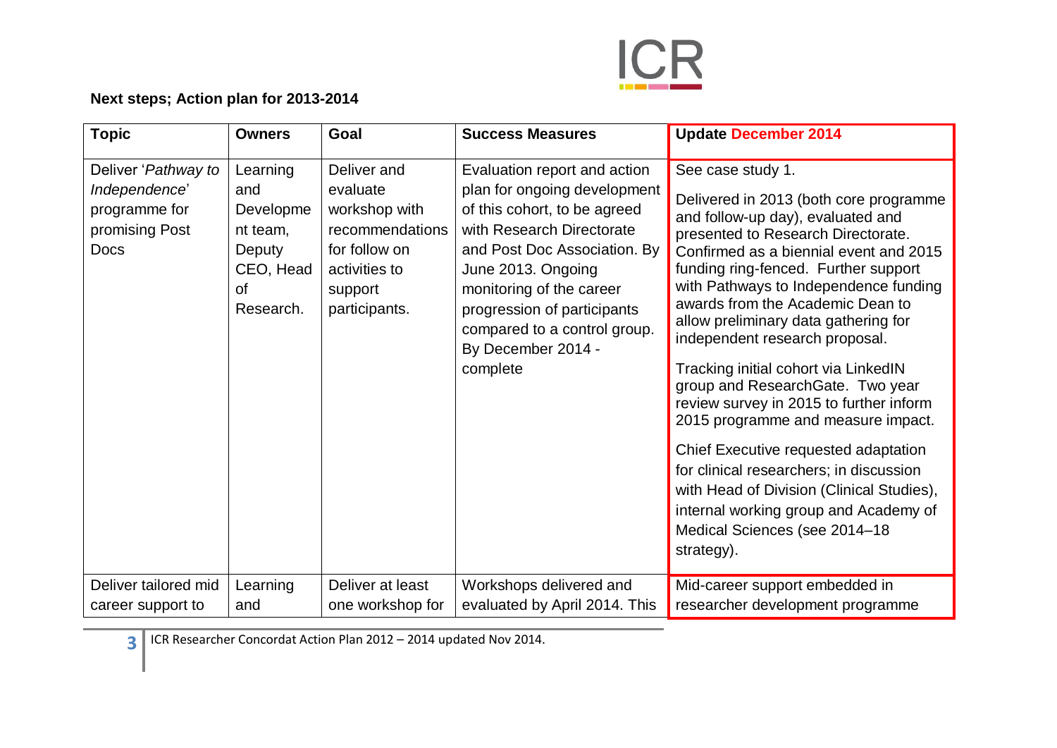**Next steps; Action plan for 2013-2014**

| Topic | Owners | Goal | Success Measures | Update December 2014 |
|---|---|---|---|---|
| Deliver '*Pathway to Independence*' programme for promising Post Docs | Learning and Development team, Deputy CEO, Head of Research. | Deliver and evaluate workshop with recommendations for follow on activities to support participants. | Evaluation report and action plan for ongoing development of this cohort, to be agreed with Research Directorate and Post Doc Association. By June 2013. Ongoing monitoring of the career progression of participants compared to a control group. By December 2014 - complete | See case study 1.<br><br>Delivered in 2013 (both core programme and follow-up day), evaluated and presented to Research Directorate. Confirmed as a biennial event and 2015 funding ring-fenced. Further support with Pathways to Independence funding awards from the Academic Dean to allow preliminary data gathering for independent research proposal.<br><br>Tracking initial cohort via LinkedIN group and ResearchGate. Two year review survey in 2015 to further inform 2015 programme and measure impact.<br><br>Chief Executive requested adaptation for clinical researchers; in discussion with Head of Division (Clinical Studies), internal working group and Academy of Medical Sciences (see 2014–18 strategy). |
| Deliver tailored mid career support to | Learning and | Deliver at least one workshop for | Workshops delivered and evaluated by April 2014. This | Mid-career support embedded in researcher development programme |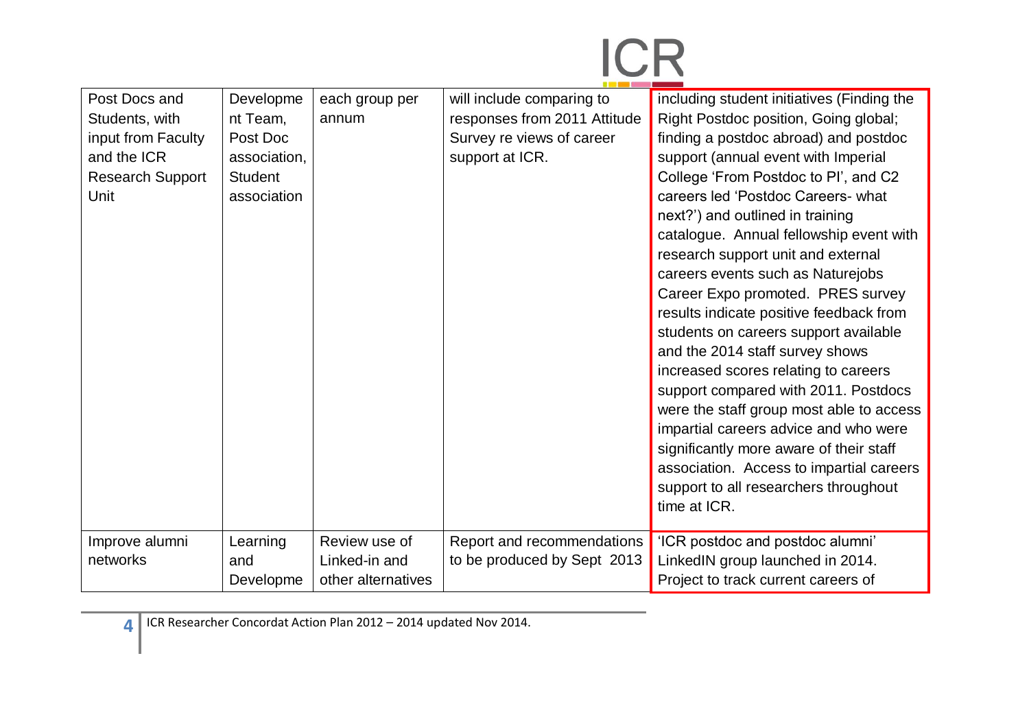| | | | | |
|---|---|---|---|---|
| Post Docs and Students, with input from Faculty and the ICR Research Support Unit | Development Team, Post Doc association, Student association | each group per annum | will include comparing to responses from 2011 Attitude Survey re views of career support at ICR. | including student initiatives (Finding the Right Postdoc position, Going global; finding a postdoc abroad) and postdoc support (annual event with Imperial College 'From Postdoc to PI', and C2 careers led 'Postdoc Careers- what next?') and outlined in training catalogue. Annual fellowship event with research support unit and external careers events such as Naturejobs Career Expo promoted. PRES survey results indicate positive feedback from students on careers support available and the 2014 staff survey shows increased scores relating to careers support compared with 2011. Postdocs were the staff group most able to access impartial careers advice and who were significantly more aware of their staff association. Access to impartial careers support to all researchers throughout time at ICR. |
| Improve alumni networks | Learning and Developme | Review use of Linked-in and other alternatives | Report and recommendations to be produced by Sept 2013 | 'ICR postdoc and postdoc alumni' LinkedIN group launched in 2014. Project to track current careers of |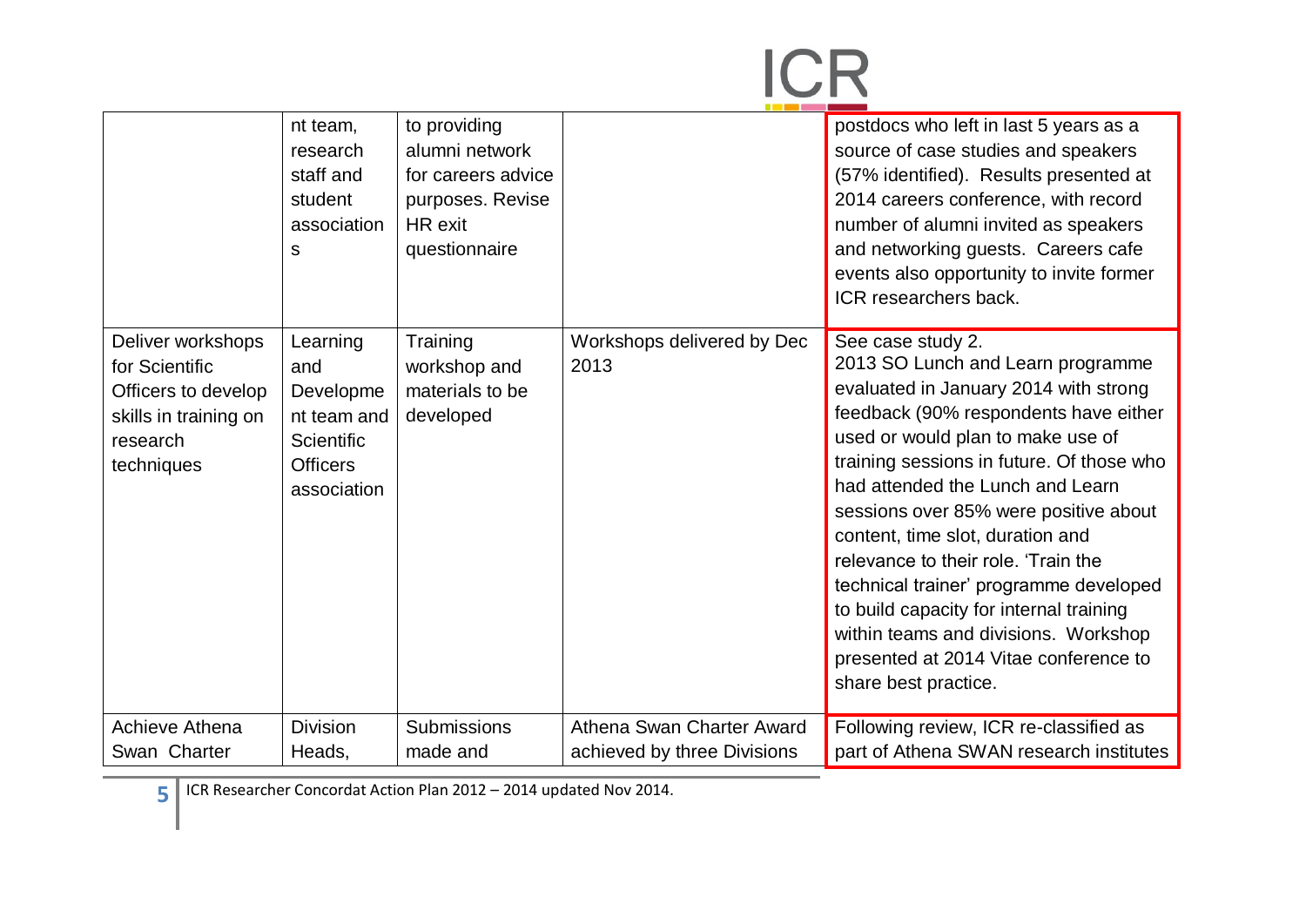| | | | | |
|---|---|---|---|---|
| | nt team, research staff and student associations | to providing alumni network for careers advice purposes. Revise HR exit questionnaire | | postdocs who left in last 5 years as a source of case studies and speakers (57% identified). Results presented at 2014 careers conference, with record number of alumni invited as speakers and networking guests. Careers cafe events also opportunity to invite former ICR researchers back. |
| Deliver workshops for Scientific Officers to develop skills in training on research techniques | Learning and Development team and Scientific Officers association | Training workshop and materials to be developed | Workshops delivered by Dec 2013 | See case study 2. 2013 SO Lunch and Learn programme evaluated in January 2014 with strong feedback (90% respondents have either used or would plan to make use of training sessions in future. Of those who had attended the Lunch and Learn sessions over 85% were positive about content, time slot, duration and relevance to their role. 'Train the technical trainer' programme developed to build capacity for internal training within teams and divisions. Workshop presented at 2014 Vitae conference to share best practice. |
| Achieve Athena Swan Charter | Division Heads, | Submissions made and | Athena Swan Charter Award achieved by three Divisions | Following review, ICR re-classified as part of Athena SWAN research institutes |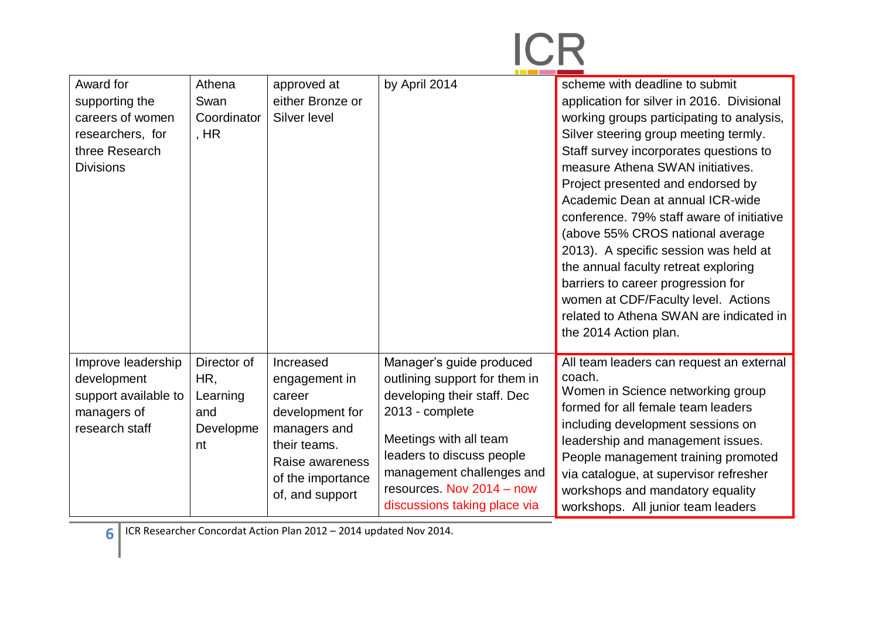| | | | | |
|---|---|---|---|---|
| Award for supporting the careers of women researchers, for three Research Divisions | Athena Swan Coordinator, HR | approved at either Bronze or Silver level | by April 2014 | scheme with deadline to submit application for silver in 2016. Divisional working groups participating to analysis, Silver steering group meeting termly. Staff survey incorporates questions to measure Athena SWAN initiatives. Project presented and endorsed by Academic Dean at annual ICR-wide conference. 79% staff aware of initiative (above 55% CROS national average 2013). A specific session was held at the annual faculty retreat exploring barriers to career progression for women at CDF/Faculty level. Actions related to Athena SWAN are indicated in the 2014 Action plan. |
| Improve leadership development support available to managers of research staff | Director of HR, Learning and Development | Increased engagement in career development for managers and their teams. Raise awareness of the importance of, and support | Manager's guide produced outlining support for them in developing their staff. Dec 2013 - complete<br><br>Meetings with all team leaders to discuss people management challenges and resources. Nov 2014 – now discussions taking place via | All team leaders can request an external coach.<br>Women in Science networking group formed for all female team leaders including development sessions on leadership and management issues. People management training promoted via catalogue, at supervisor refresher workshops and mandatory equality workshops. All junior team leaders |

ICR Researcher Concordat Action Plan 2012 – 2014 updated Nov 2014.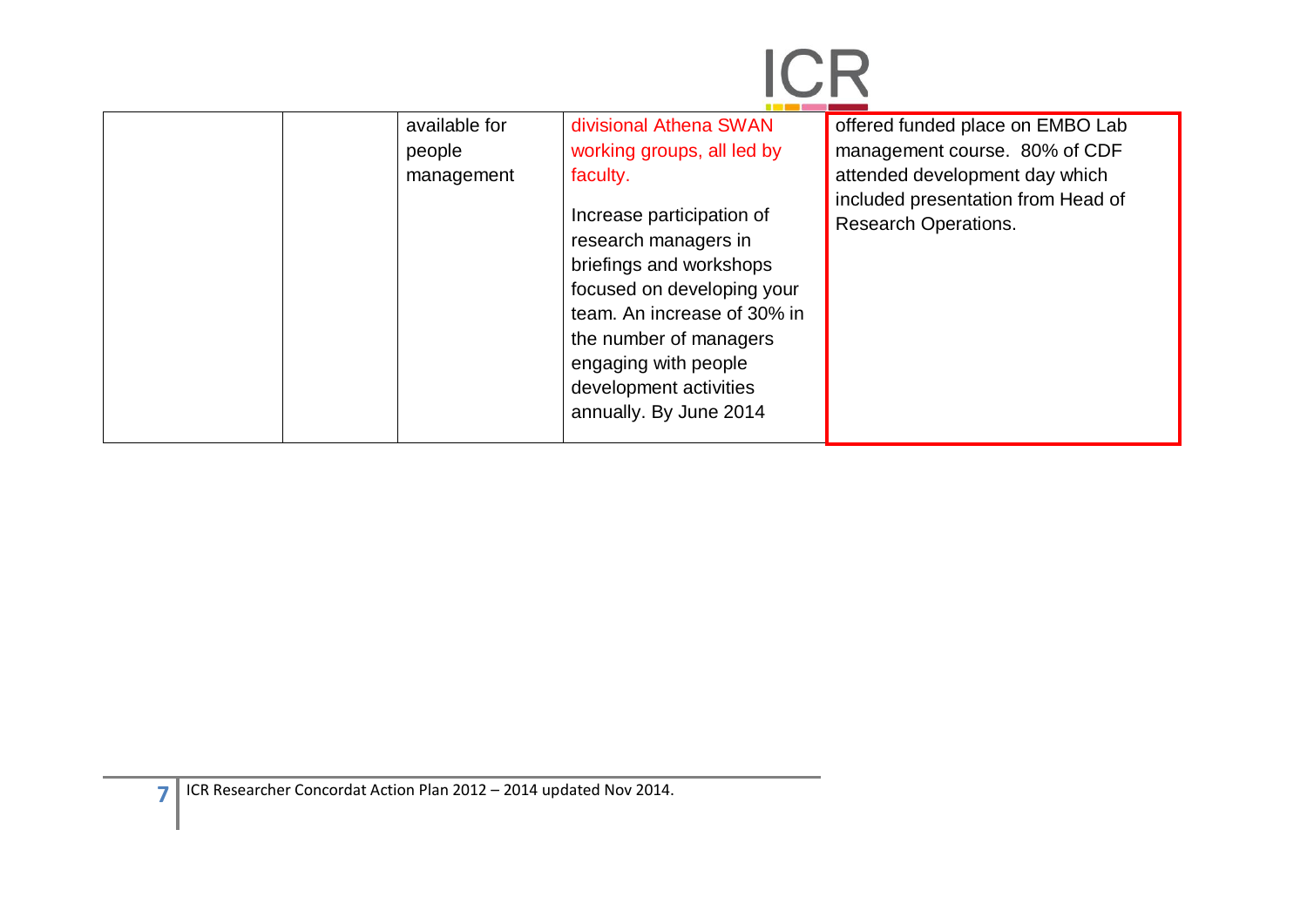| | | | | |
|---|---|---|---|---|
| | | available for people management | divisional Athena SWAN working groups, all led by faculty.<br><br>Increase participation of research managers in briefings and workshops focused on developing your team. An increase of 30% in the number of managers engaging with people development activities annually. By June 2014 | offered funded place on EMBO Lab management course. 80% of CDF attended development day which included presentation from Head of Research Operations. |